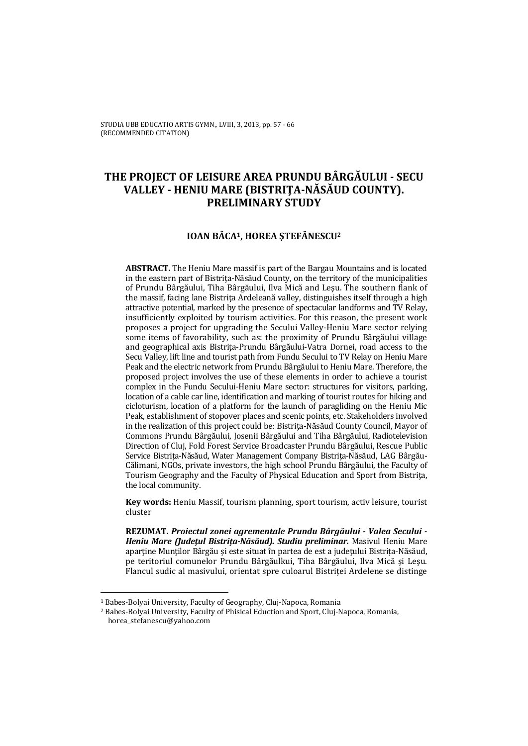# THE PROJECT OF LEISURE AREA PRUNDU BÂRGĂULUI - SECU VALLEY - HENIU MARE (BISTRIŢA-NĂSĂUD COUNTY). PRELIMINARY STUDY

**IOAN BÂCA[1], HOREA ŞTEFĂNESCU[2]**

**ABSTRACT.** The Heniu Mare massif is part of the Bargau Mountains and is located in the eastern part of Bistriţa-Năsăud County, on the territory of the municipalities of Prundu Bârgăului, Tiha Bârgăului, Ilva Mică and Leşu. The southern flank of the massif, facing lane Bistriţa Ardeleană valley, distinguishes itself through a high attractive potential, marked by the presence of spectacular landforms and TV Relay, insufficiently exploited by tourism activities. For this reason, the present work proposes a project for upgrading the Secului Valley-Heniu Mare sector relying some items of favorability, such as: the proximity of Prundu Bârgăului village and geographical axis Bistriţa-Prundu Bârgăului-Vatra Dornei, road access to the Secu Valley, lift line and tourist path from Fundu Secului to TV Relay on Heniu Mare Peak and the electric network from Prundu Bârgăului to Heniu Mare. Therefore, the proposed project involves the use of these elements in order to achieve a tourist complex in the Fundu Secului-Heniu Mare sector: structures for visitors, parking, location of a cable car line, identification and marking of tourist routes for hiking and cicloturism, location of a platform for the launch of paragliding on the Heniu Mic Peak, establishment of stopover places and scenic points, etc. Stakeholders involved in the realization of this project could be: Bistriţa-Năsăud County Council, Mayor of Commons Prundu Bârgăului, Josenii Bârgăului and Tiha Bârgăului, Radiotelevision Direction of Cluj, Fold Forest Service Broadcaster Prundu Bârgăului, Rescue Public Service Bistriţa-Năsăud, Water Management Company Bistriţa-Năsăud, LAG Bârgău-Călimani, NGOs, private investors, the high school Prundu Bârgăului, the Faculty of Tourism Geography and the Faculty of Physical Education and Sport from Bistriţa, the local community.

**Key words:** Heniu Massif, tourism planning, sport tourism, activ leisure, tourist cluster

**REZUMAT.** ***Proiectul zonei agrementale Prundu Bârgăului - Valea Secului - Heniu Mare (Judeţul Bistriţa-Năsăud). Studiu preliminar.*** Masivul Heniu Mare aparține Munților Bârgău și este situat în partea de est a județului Bistrița-Năsăud, pe teritoriul comunelor Prundu Bârgăulkui, Tiha Bârgăului, Ilva Mică și Leșu. Flancul sudic al masivului, orientat spre culoarul Bistriței Ardelene se distinge

---

[1] Babes-Bolyai University, Faculty of Geography, Cluj-Napoca, Romania

[2] Babes-Bolyai University, Faculty of Phisical Eduction and Sport, Cluj-Napoca, Romania, horea_stefanescu@yahoo.com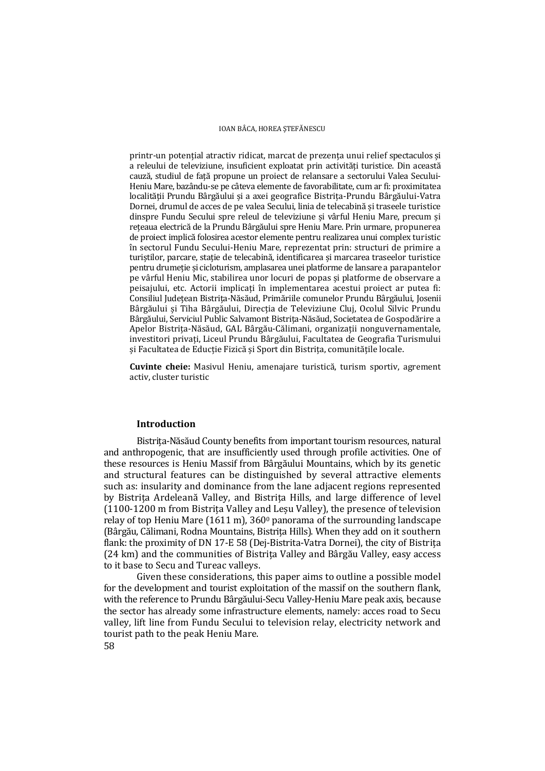printr-un potențial atractiv ridicat, marcat de prezența unui relief spectaculos și a releului de televiziune, insuficient exploatat prin activități turistice. Din această cauză, studiul de față propune un proiect de relansare a sectorului Valea Secului-Heniu Mare, bazându-se pe câteva elemente de favorabilitate, cum ar fi: proximitatea localității Prundu Bârgăului și a axei geografice Bistrița-Prundu Bârgăului-Vatra Dornei, drumul de acces de pe valea Secului, linia de telecabină și traseele turistice dinspre Fundu Secului spre releul de televiziune și vârful Heniu Mare, precum și rețeaua electrică de la Prundu Bârgăului spre Heniu Mare. Prin urmare, propunerea de proiect implică folosirea acestor elemente pentru realizarea unui complex turistic în sectorul Fundu Secului-Heniu Mare, reprezentat prin: structuri de primire a turiștilor, parcare, stație de telecabină, identificarea și marcarea traseelor turistice pentru drumeție și cicloturism, amplasarea unei platforme de lansare a parapantelor pe vârful Heniu Mic, stabilirea unor locuri de popas și platforme de observare a peisajului, etc. Actorii implicați în implementarea acestui proiect ar putea fi: Consiliul Județean Bistrița-Năsăud, Primăriile comunelor Prundu Bârgăului, Josenii Bârgăului și Tiha Bârgăului, Direcția de Televiziune Cluj, Ocolul Silvic Prundu Bârgăului, Serviciul Public Salvamont Bistrița-Năsăud, Societatea de Gospodărire a Apelor Bistrița-Năsăud, GAL Bârgău-Călimani, organizații nonguvernamentale, investitori privați, Liceul Prundu Bârgăului, Facultatea de Geografia Turismului și Facultatea de Educție Fizică și Sport din Bistrița, comunitățile locale.

**Cuvinte cheie:** Masivul Heniu, amenajare turistică, turism sportiv, agrement activ, cluster turistic

## Introduction

Bistrița-Năsăud County benefits from important tourism resources, natural and anthropogenic, that are insufficiently used through profile activities. One of these resources is Heniu Massif from Bârgăului Mountains, which by its genetic and structural features can be distinguished by several attractive elements such as: insularity and dominance from the lane adjacent regions represented by Bistrița Ardeleană Valley, and Bistrița Hills, and large difference of level (1100-1200 m from Bistrița Valley and Leșu Valley), the presence of television relay of top Heniu Mare (1611 m), $360^0$ panorama of the surrounding landscape (Bârgău, Călimani, Rodna Mountains, Bistrița Hills). When they add on it southern flank: the proximity of DN 17-E 58 (Dej-Bistrita-Vatra Dornei), the city of Bistrița (24 km) and the communities of Bistrița Valley and Bârgău Valley, easy access to it base to Secu and Tureac valleys.

Given these considerations, this paper aims to outline a possible model for the development and tourist exploitation of the massif on the southern flank, with the reference to Prundu Bârgăului-Secu Valley-Heniu Mare peak axis, because the sector has already some infrastructure elements, namely: acces road to Secu valley, lift line from Fundu Secului to television relay, electricity network and tourist path to the peak Heniu Mare.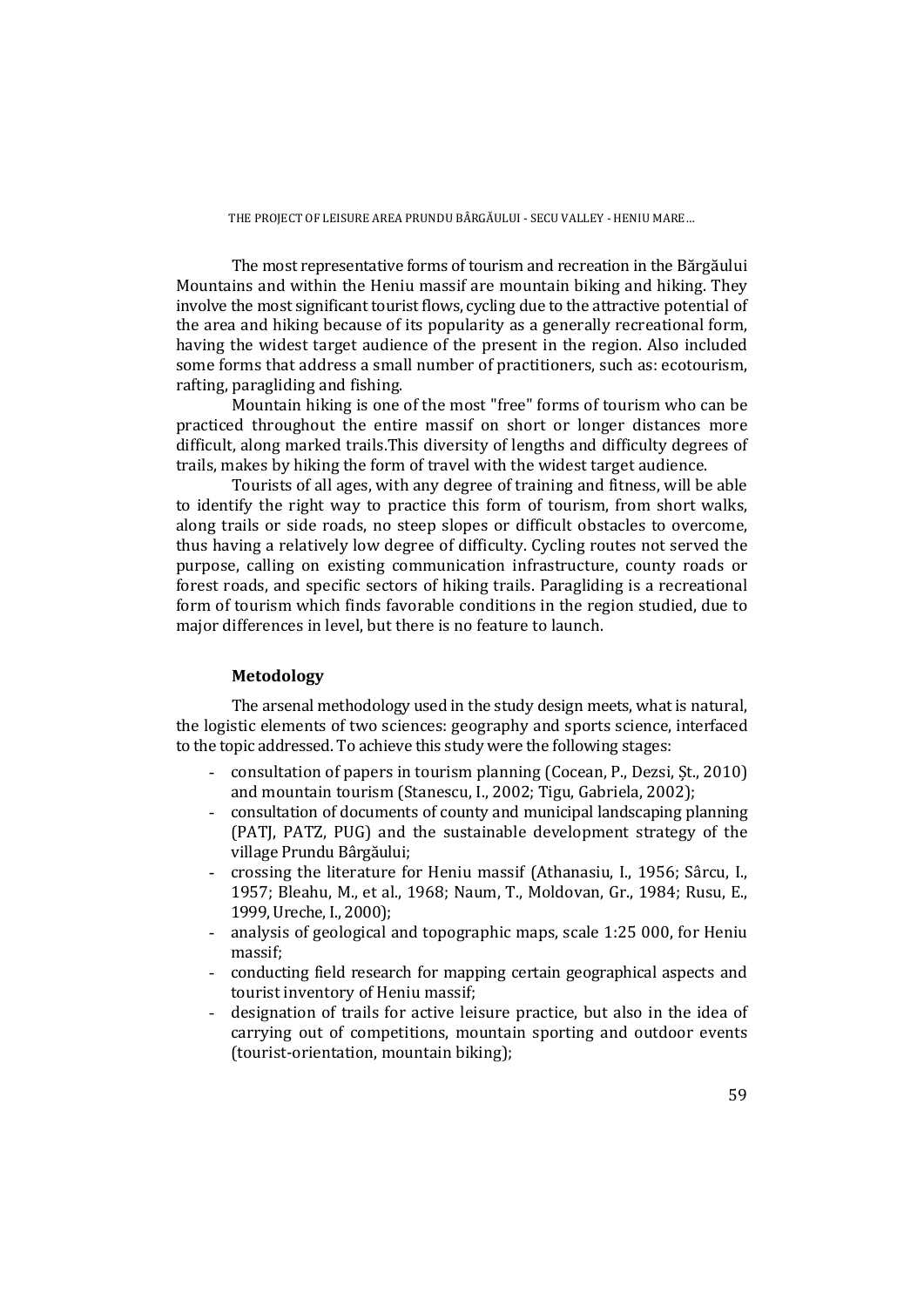The most representative forms of tourism and recreation in the Bărgăului Mountains and within the Heniu massif are mountain biking and hiking. They involve the most significant tourist flows, cycling due to the attractive potential of the area and hiking because of its popularity as a generally recreational form, having the widest target audience of the present in the region. Also included some forms that address a small number of practitioners, such as: ecotourism, rafting, paragliding and fishing.

Mountain hiking is one of the most "free" forms of tourism who can be practiced throughout the entire massif on short or longer distances more difficult, along marked trails.This diversity of lengths and difficulty degrees of trails, makes by hiking the form of travel with the widest target audience.

Tourists of all ages, with any degree of training and fitness, will be able to identify the right way to practice this form of tourism, from short walks, along trails or side roads, no steep slopes or difficult obstacles to overcome, thus having a relatively low degree of difficulty. Cycling routes not served the purpose, calling on existing communication infrastructure, county roads or forest roads, and specific sectors of hiking trails. Paragliding is a recreational form of tourism which finds favorable conditions in the region studied, due to major differences in level, but there is no feature to launch.

### Metodology

The arsenal methodology used in the study design meets, what is natural, the logistic elements of two sciences: geography and sports science, interfaced to the topic addressed. To achieve this study were the following stages:

- consultation of papers in tourism planning (Cocean, P., Dezsi, Șt., 2010) and mountain tourism (Stanescu, I., 2002; Tigu, Gabriela, 2002);
- consultation of documents of county and municipal landscaping planning (PATJ, PATZ, PUG) and the sustainable development strategy of the village Prundu Bârgăului;
- crossing the literature for Heniu massif (Athanasiu, I., 1956; Sârcu, I., 1957; Bleahu, M., et al., 1968; Naum, T., Moldovan, Gr., 1984; Rusu, E., 1999, Ureche, I., 2000);
- analysis of geological and topographic maps, scale 1:25 000, for Heniu massif;
- conducting field research for mapping certain geographical aspects and tourist inventory of Heniu massif;
- designation of trails for active leisure practice, but also in the idea of carrying out of competitions, mountain sporting and outdoor events (tourist-orientation, mountain biking);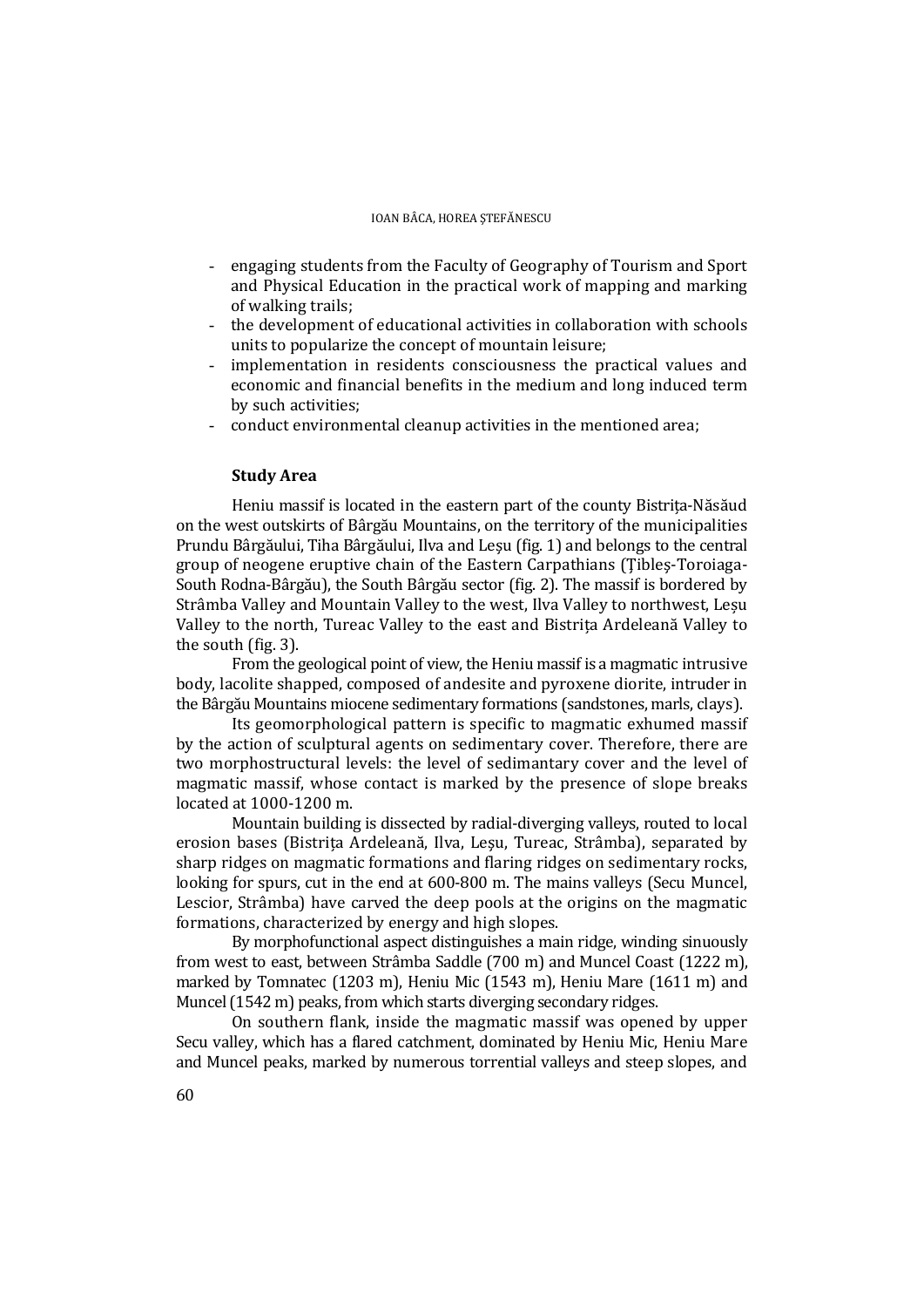- engaging students from the Faculty of Geography of Tourism and Sport and Physical Education in the practical work of mapping and marking of walking trails;
- the development of educational activities in collaboration with schools units to popularize the concept of mountain leisure;
- implementation in residents consciousness the practical values and economic and financial benefits in the medium and long induced term by such activities;
- conduct environmental cleanup activities in the mentioned area;

## Study Area

Heniu massif is located in the eastern part of the county Bistrița-Năsăud on the west outskirts of Bârgău Mountains, on the territory of the municipalities Prundu Bârgăului, Tiha Bârgăului, Ilva and Leşu (fig. 1) and belongs to the central group of neogene eruptive chain of the Eastern Carpathians (Ţibleş-Toroiaga-South Rodna-Bârgău), the South Bârgău sector (fig. 2). The massif is bordered by Strâmba Valley and Mountain Valley to the west, Ilva Valley to northwest, Leșu Valley to the north, Tureac Valley to the east and Bistrița Ardeleană Valley to the south (fig. 3).

From the geological point of view, the Heniu massif is a magmatic intrusive body, lacolite shapped, composed of andesite and pyroxene diorite, intruder in the Bârgău Mountains miocene sedimentary formations (sandstones, marls, clays).

Its geomorphological pattern is specific to magmatic exhumed massif by the action of sculptural agents on sedimentary cover. Therefore, there are two morphostructural levels: the level of sedimantary cover and the level of magmatic massif, whose contact is marked by the presence of slope breaks located at 1000-1200 m.

Mountain building is dissected by radial-diverging valleys, routed to local erosion bases (Bistrița Ardeleană, Ilva, Leşu, Tureac, Strâmba), separated by sharp ridges on magmatic formations and flaring ridges on sedimentary rocks, looking for spurs, cut in the end at 600-800 m. The mains valleys (Secu Muncel, Lescior, Strâmba) have carved the deep pools at the origins on the magmatic formations, characterized by energy and high slopes.

By morphofunctional aspect distinguishes a main ridge, winding sinuously from west to east, between Strâmba Saddle (700 m) and Muncel Coast (1222 m), marked by Tomnatec (1203 m), Heniu Mic (1543 m), Heniu Mare (1611 m) and Muncel (1542 m) peaks, from which starts diverging secondary ridges.

On southern flank, inside the magmatic massif was opened by upper Secu valley, which has a flared catchment, dominated by Heniu Mic, Heniu Mare and Muncel peaks, marked by numerous torrential valleys and steep slopes, and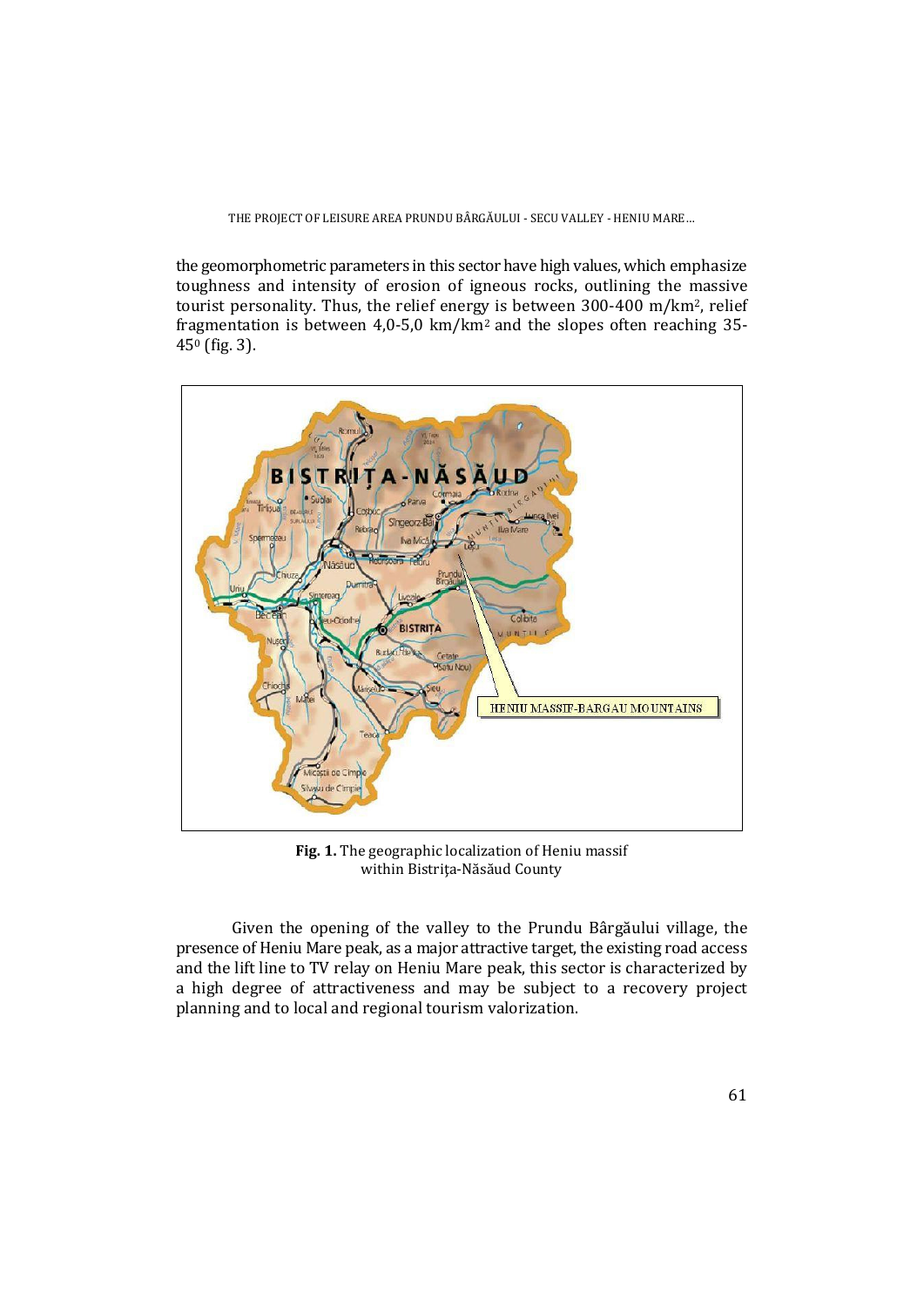the geomorphometric parameters in this sector have high values, which emphasize toughness and intensity of erosion of igneous rocks, outlining the massive tourist personality. Thus, the relief energy is between 300-400 m/km$^2$, relief fragmentation is between 4,0-5,0 km/km$^2$ and the slopes often reaching 35-45$^0$ (fig. 3).

**Fig. 1.** The geographic localization of Heniu massif within Bistrița-Năsăud County

Given the opening of the valley to the Prundu Bârgăului village, the presence of Heniu Mare peak, as a major attractive target, the existing road access and the lift line to TV relay on Heniu Mare peak, this sector is characterized by a high degree of attractiveness and may be subject to a recovery project planning and to local and regional tourism valorization.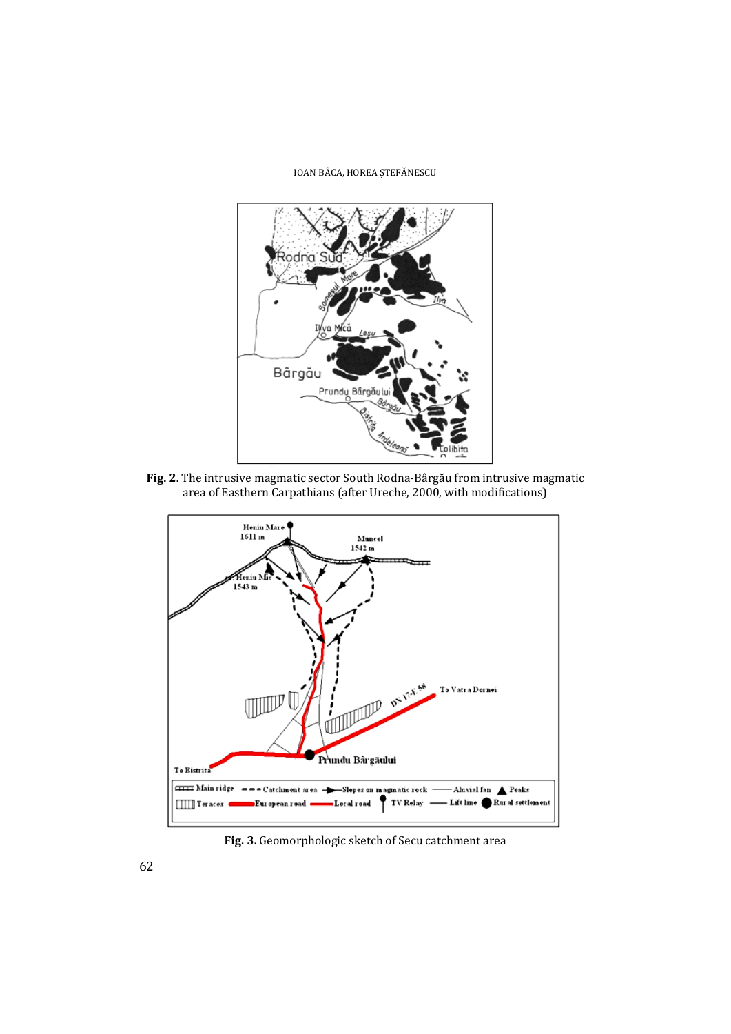**Fig. 2.** The intrusive magmatic sector South Rodna-Bârgău from intrusive magmatic area of Easthern Carpathians (after Ureche, 2000, with modifications)

**Fig. 3.** Geomorphologic sketch of Secu catchment area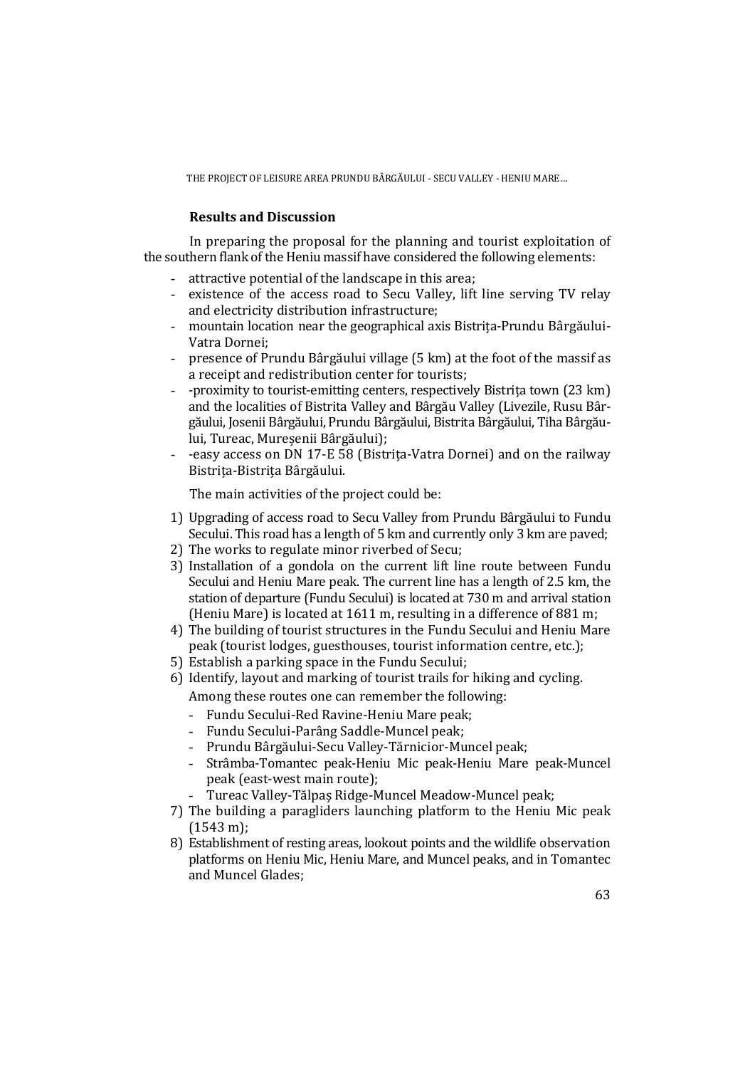## Results and Discussion

In preparing the proposal for the planning and tourist exploitation of the southern flank of the Heniu massif have considered the following elements:

- attractive potential of the landscape in this area;
- existence of the access road to Secu Valley, lift line serving TV relay and electricity distribution infrastructure;
- mountain location near the geographical axis Bistrița-Prundu Bârgăului-Vatra Dornei;
- presence of Prundu Bârgăului village (5 km) at the foot of the massif as a receipt and redistribution center for tourists;
- -proximity to tourist-emitting centers, respectively Bistrița town (23 km) and the localities of Bistrita Valley and Bârgău Valley (Livezile, Rusu Bârgăului, Josenii Bârgăului, Prundu Bârgăului, Bistrita Bârgăului, Tiha Bârgăului, Tureac, Mureșenii Bârgăului);
- -easy access on DN 17-E 58 (Bistrița-Vatra Dornei) and on the railway Bistrița-Bistrița Bârgăului.

The main activities of the project could be:

1) Upgrading of access road to Secu Valley from Prundu Bârgăului to Fundu Secului. This road has a length of 5 km and currently only 3 km are paved;
2) The works to regulate minor riverbed of Secu;
3) Installation of a gondola on the current lift line route between Fundu Secului and Heniu Mare peak. The current line has a length of 2.5 km, the station of departure (Fundu Secului) is located at 730 m and arrival station (Heniu Mare) is located at 1611 m, resulting in a difference of 881 m;
4) The building of tourist structures in the Fundu Secului and Heniu Mare peak (tourist lodges, guesthouses, tourist information centre, etc.);
5) Establish a parking space in the Fundu Secului;
6) Identify, layout and marking of tourist trails for hiking and cycling.

   Among these routes one can remember the following:

   - Fundu Secului-Red Ravine-Heniu Mare peak;
   - Fundu Secului-Parâng Saddle-Muncel peak;
   - Prundu Bârgăului-Secu Valley-Tărnicior-Muncel peak;
   - Strâmba-Tomantec peak-Heniu Mic peak-Heniu Mare peak-Muncel peak (east-west main route);
   - Tureac Valley-Tălpaș Ridge-Muncel Meadow-Muncel peak;
7) The building a paragliders launching platform to the Heniu Mic peak (1543 m);
8) Establishment of resting areas, lookout points and the wildlife observation platforms on Heniu Mic, Heniu Mare, and Muncel peaks, and in Tomantec and Muncel Glades;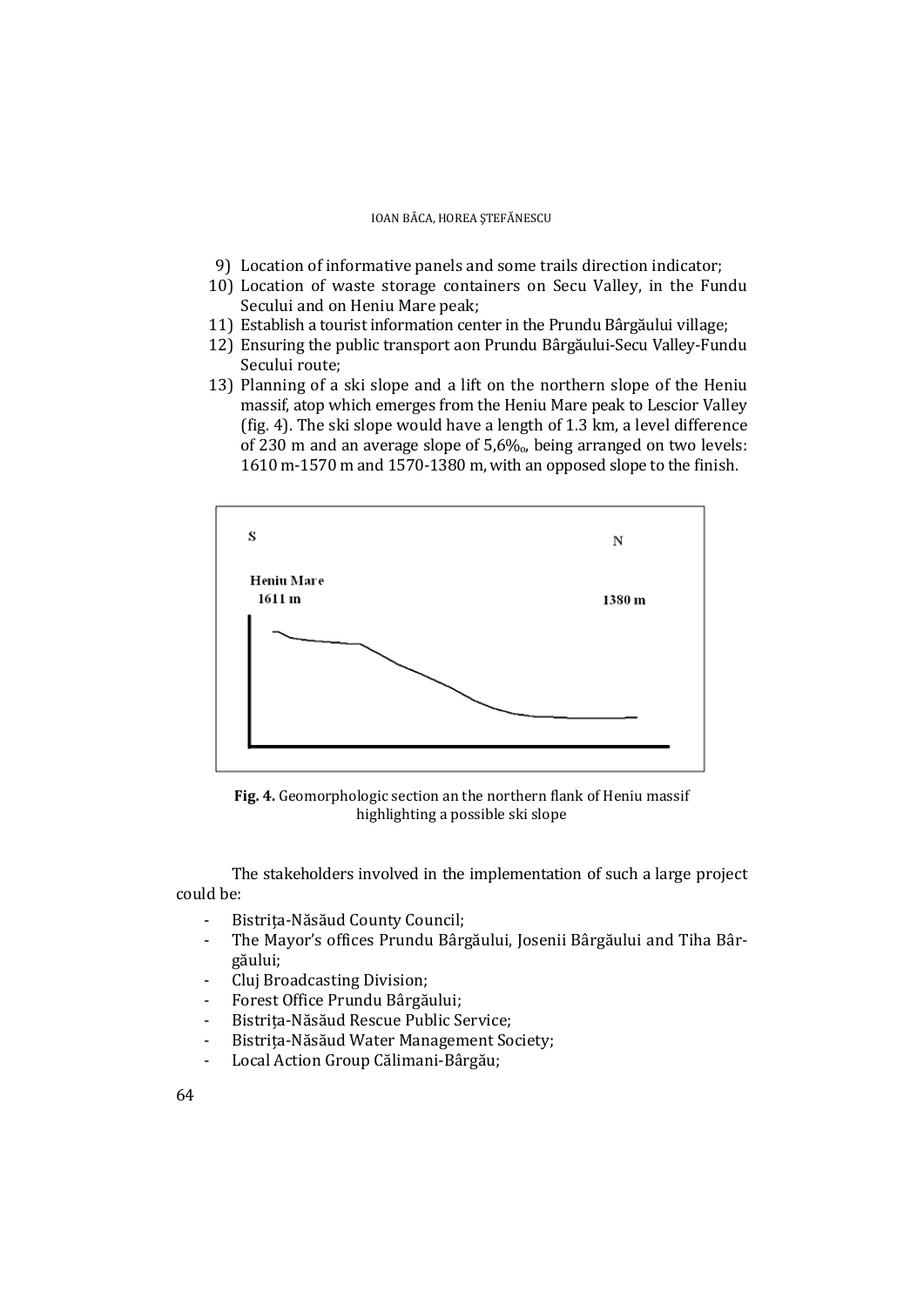9) Location of informative panels and some trails direction indicator;
10) Location of waste storage containers on Secu Valley, in the Fundu Secului and on Heniu Mare peak;
11) Establish a tourist information center in the Prundu Bârgăului village;
12) Ensuring the public transport aon Prundu Bârgăului-Secu Valley-Fundu Secului route;
13) Planning of a ski slope and a lift on the northern slope of the Heniu massif, atop which emerges from the Heniu Mare peak to Lescior Valley (fig. 4). The ski slope would have a length of 1.3 km, a level difference of 230 m and an average slope of 5,6‰, being arranged on two levels: 1610 m-1570 m and 1570-1380 m, with an opposed slope to the finish.

S N

Heniu Mare
1611 m

1380 m

**Fig. 4.** Geomorphologic section an the northern flank of Heniu massif highlighting a possible ski slope

The stakeholders involved in the implementation of such a large project could be:

- Bistrița-Năsăud County Council;
- The Mayor's offices Prundu Bârgăului, Josenii Bârgăului and Tiha Bârgăului;
- Cluj Broadcasting Division;
- Forest Office Prundu Bârgăului;
- Bistrița-Năsăud Rescue Public Service;
- Bistrița-Năsăud Water Management Society;
- Local Action Group Călimani-Bârgău;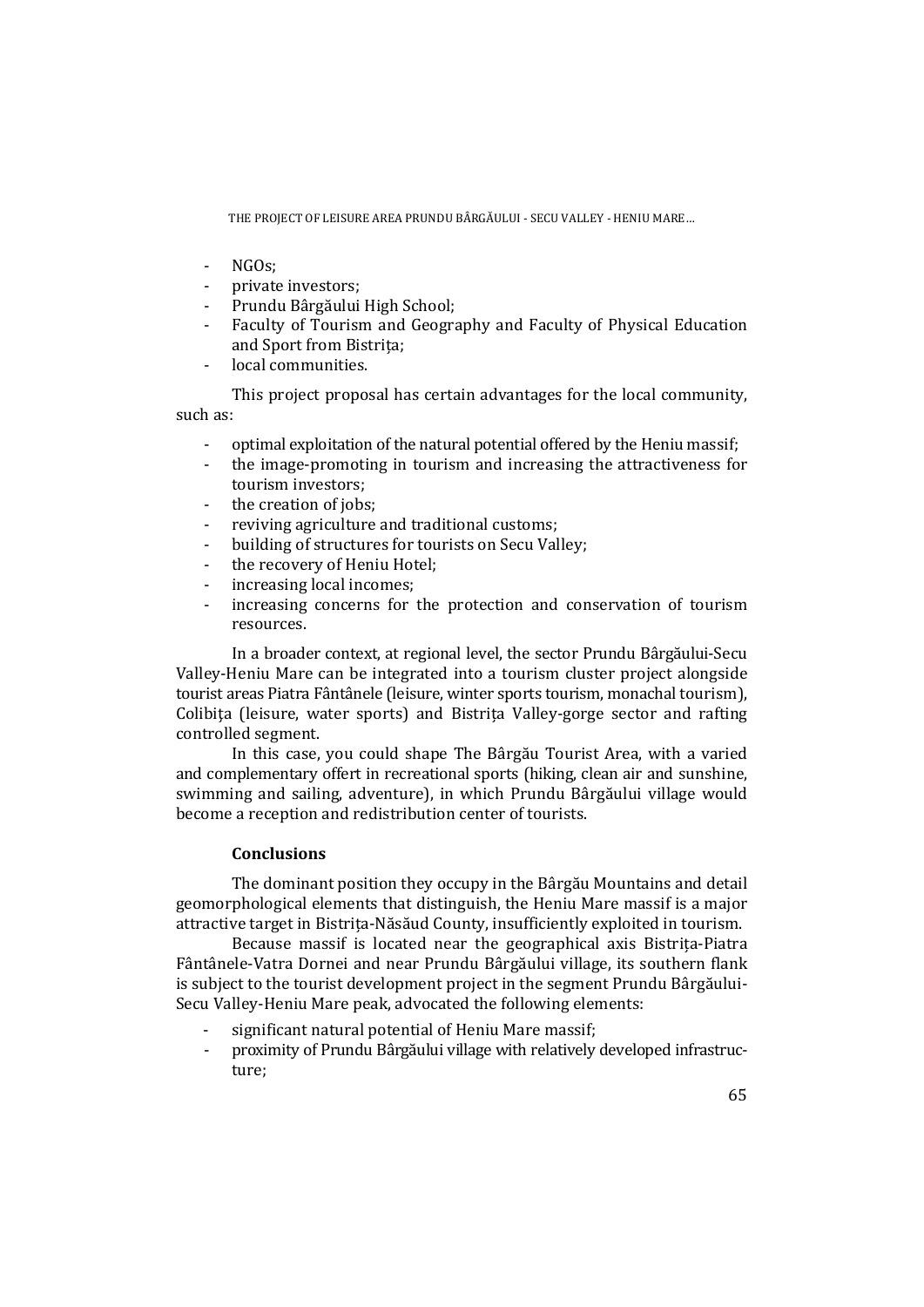- NGOs;
- private investors;
- Prundu Bârgăului High School;
- Faculty of Tourism and Geography and Faculty of Physical Education and Sport from Bistriţa;
- local communities.

This project proposal has certain advantages for the local community, such as:

- optimal exploitation of the natural potential offered by the Heniu massif;
- the image-promoting in tourism and increasing the attractiveness for tourism investors;
- the creation of jobs;
- reviving agriculture and traditional customs;
- building of structures for tourists on Secu Valley;
- the recovery of Heniu Hotel;
- increasing local incomes;
- increasing concerns for the protection and conservation of tourism resources.

In a broader context, at regional level, the sector Prundu Bârgăului-Secu Valley-Heniu Mare can be integrated into a tourism cluster project alongside tourist areas Piatra Fântânele (leisure, winter sports tourism, monachal tourism), Colibiţa (leisure, water sports) and Bistriţa Valley-gorge sector and rafting controlled segment.

In this case, you could shape The Bârgău Tourist Area, with a varied and complementary offert in recreational sports (hiking, clean air and sunshine, swimming and sailing, adventure), in which Prundu Bârgăului village would become a reception and redistribution center of tourists.

## Conclusions

The dominant position they occupy in the Bârgău Mountains and detail geomorphological elements that distinguish, the Heniu Mare massif is a major attractive target in Bistriţa-Năsăud County, insufficiently exploited in tourism.

Because massif is located near the geographical axis Bistriţa-Piatra Fântânele-Vatra Dornei and near Prundu Bârgăului village, its southern flank is subject to the tourist development project in the segment Prundu Bârgăului-Secu Valley-Heniu Mare peak, advocated the following elements:

- significant natural potential of Heniu Mare massif;
- proximity of Prundu Bârgăului village with relatively developed infrastructure;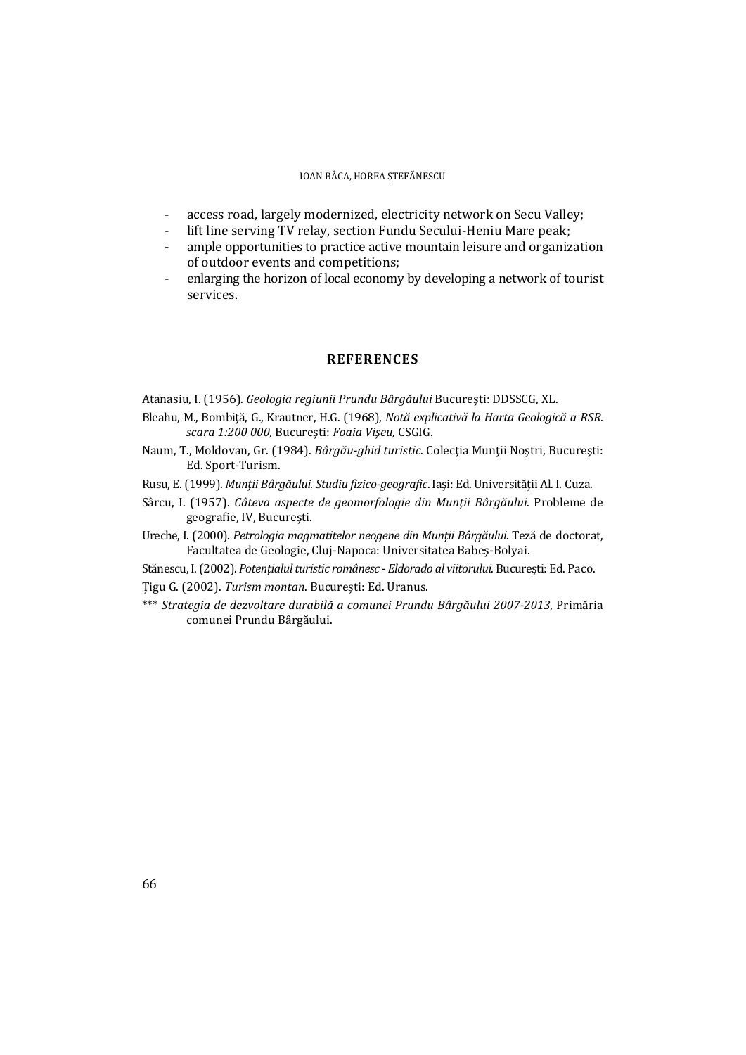- access road, largely modernized, electricity network on Secu Valley;
- lift line serving TV relay, section Fundu Secului-Heniu Mare peak;
- ample opportunities to practice active mountain leisure and organization of outdoor events and competitions;
- enlarging the horizon of local economy by developing a network of tourist services.

## REFERENCES

Atanasiu, I. (1956). *Geologia regiunii Prundu Bârgăului* Bucureşti: DDSSCG, XL.

Bleahu, M., Bombiţă, G., Krautner, H.G. (1968), *Notă explicativă la Harta Geologică a RSR. scara 1:200 000,* Bucureşti: *Foaia Vişeu,* CSGIG.

Naum, T., Moldovan, Gr. (1984). *Bârgău-ghid turistic*. Colecţia Munţii Noştri, Bucureşti: Ed. Sport-Turism.

Rusu, E. (1999). *Munţii Bârgăului. Studiu fizico-geografic*. Iaşi: Ed. Universităţii Al. I. Cuza.

Sârcu, I. (1957). *Câteva aspecte de geomorfologie din Munţii Bârgăului*. Probleme de geografie, IV, Bucureşti.

Ureche, I. (2000). *Petrologia magmatitelor neogene din Munţii Bârgăului*. Teză de doctorat, Facultatea de Geologie, Cluj-Napoca: Universitatea Babeş-Bolyai.

Stănescu, I. (2002). *Potenţialul turistic românesc - Eldorado al viitorului*. Bucureşti: Ed. Paco.

Ţigu G. (2002). *Turism montan*. Bucureşti: Ed. Uranus.

*** *Strategia de dezvoltare durabilă a comunei Prundu Bârgăului 2007-2013*, Primăria comunei Prundu Bârgăului.